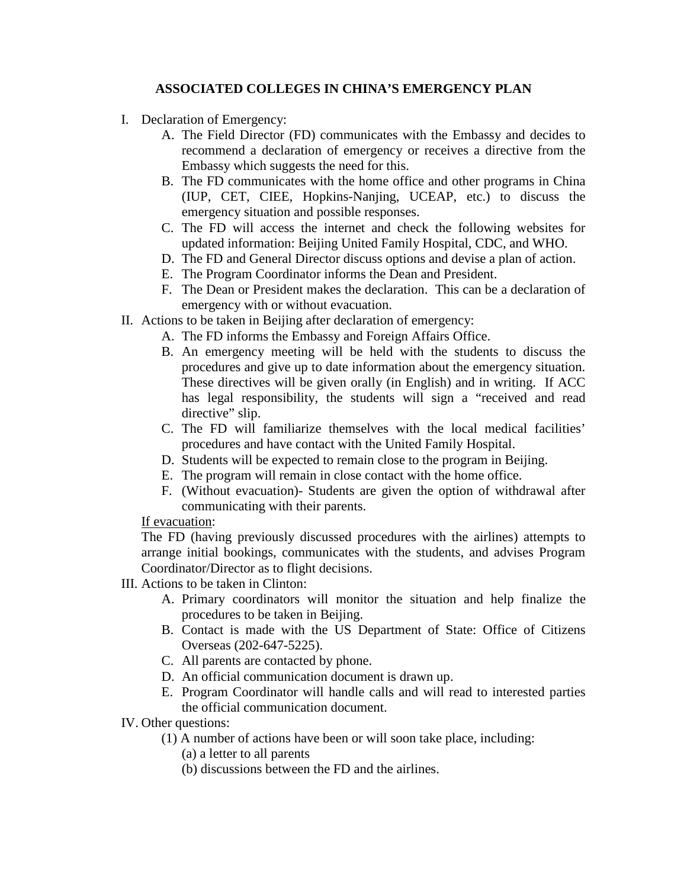**ASSOCIATED COLLEGES IN CHINA'S EMERGENCY PLAN**

I. Declaration of Emergency:
   A. The Field Director (FD) communicates with the Embassy and decides to recommend a declaration of emergency or receives a directive from the Embassy which suggests the need for this.
   B. The FD communicates with the home office and other programs in China (IUP, CET, CIEE, Hopkins-Nanjing, UCEAP, etc.) to discuss the emergency situation and possible responses.
   C. The FD will access the internet and check the following websites for updated information: Beijing United Family Hospital, CDC, and WHO.
   D. The FD and General Director discuss options and devise a plan of action.
   E. The Program Coordinator informs the Dean and President.
   F. The Dean or President makes the declaration. This can be a declaration of emergency with or without evacuation.

II. Actions to be taken in Beijing after declaration of emergency:
   A. The FD informs the Embassy and Foreign Affairs Office.
   B. An emergency meeting will be held with the students to discuss the procedures and give up to date information about the emergency situation. These directives will be given orally (in English) and in writing. If ACC has legal responsibility, the students will sign a "received and read directive" slip.
   C. The FD will familiarize themselves with the local medical facilities' procedures and have contact with the United Family Hospital.
   D. Students will be expected to remain close to the program in Beijing.
   E. The program will remain in close contact with the home office.
   F. (Without evacuation)- Students are given the option of withdrawal after communicating with their parents.

   <u>If evacuation</u>:

   The FD (having previously discussed procedures with the airlines) attempts to arrange initial bookings, communicates with the students, and advises Program Coordinator/Director as to flight decisions.

III. Actions to be taken in Clinton:
   A. Primary coordinators will monitor the situation and help finalize the procedures to be taken in Beijing.
   B. Contact is made with the US Department of State: Office of Citizens Overseas (202-647-5225).
   C. All parents are contacted by phone.
   D. An official communication document is drawn up.
   E. Program Coordinator will handle calls and will read to interested parties the official communication document.

IV. Other questions:
   (1) A number of actions have been or will soon take place, including:
      (a) a letter to all parents
      (b) discussions between the FD and the airlines.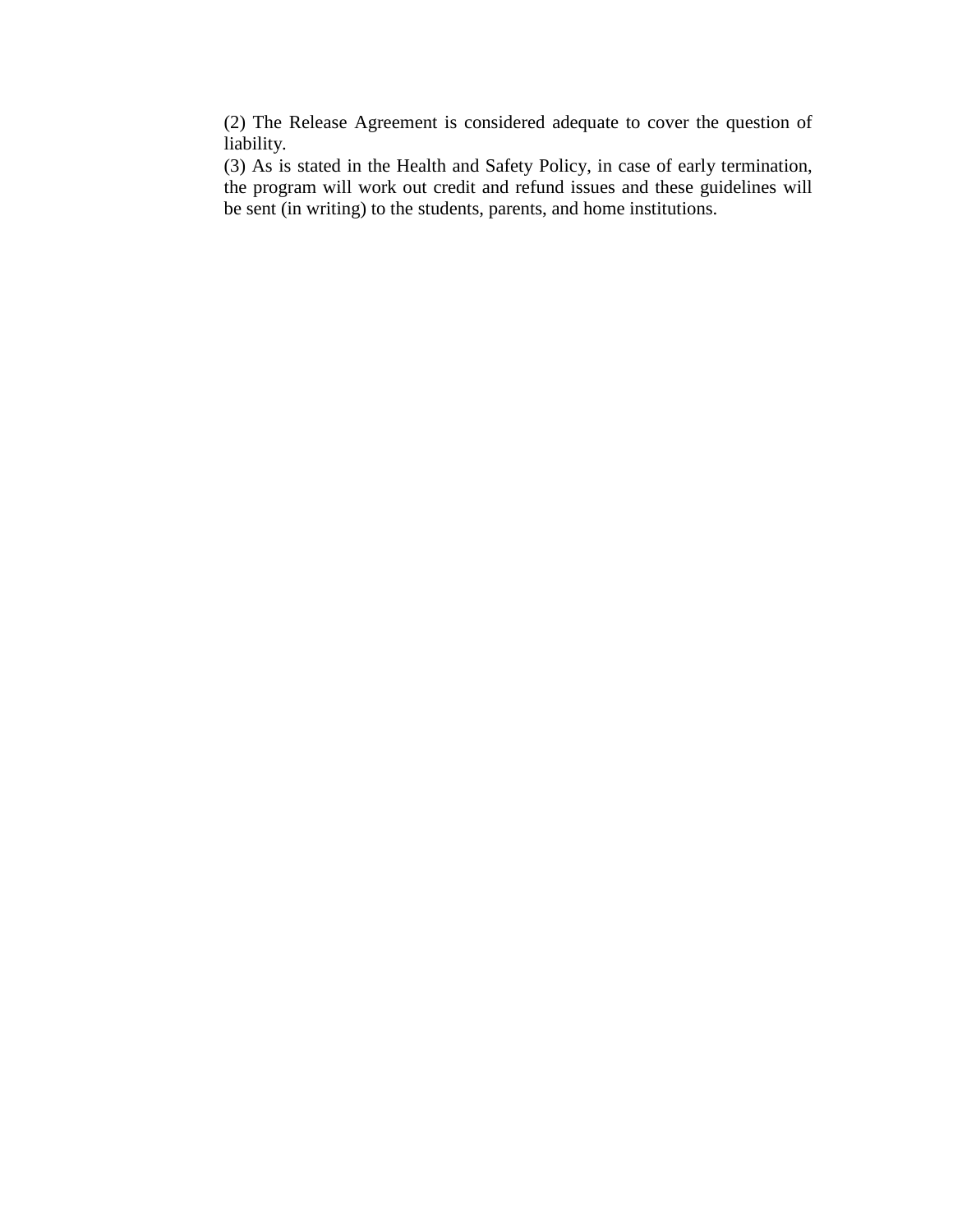(2) The Release Agreement is considered adequate to cover the question of liability.

(3) As is stated in the Health and Safety Policy, in case of early termination, the program will work out credit and refund issues and these guidelines will be sent (in writing) to the students, parents, and home institutions.